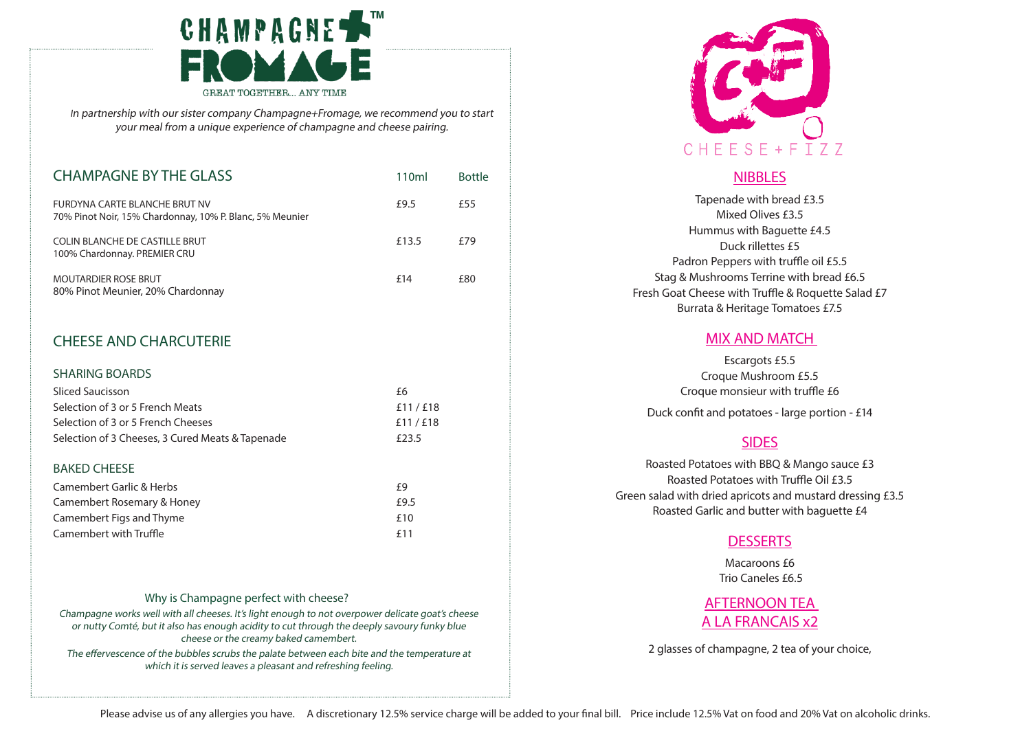# CHAMPAGNE+ FROMAGE™

GREAT TOGETHER... ANY TIME

*In partnership with our sister company Champagne+Fromage, we recommend you to start your meal from a unique experience of champagne and cheese pairing.*

## CHAMPAGNE BY THE GLASS

| | 110ml | Bottle |
|---|---|---|
| FURDYNA CARTE BLANCHE BRUT NV<br>70% Pinot Noir, 15% Chardonnay, 10% P. Blanc, 5% Meunier | £9.5 | £55 |
| COLIN BLANCHE DE CASTILLE BRUT<br>100% Chardonnay. PREMIER CRU | £13.5 | £79 |
| MOUTARDIER ROSE BRUT<br>80% Pinot Meunier, 20% Chardonnay | £14 | £80 |

## CHEESE AND CHARCUTERIE

### SHARING BOARDS

| | |
|---|---|
| Sliced Saucisson | £6 |
| Selection of 3 or 5 French Meats | £11 / £18 |
| Selection of 3 or 5 French Cheeses | £11 / £18 |
| Selection of 3 Cheeses, 3 Cured Meats & Tapenade | £23.5 |

### BAKED CHEESE

| | |
|---|---|
| Camembert Garlic & Herbs | £9 |
| Camembert Rosemary & Honey | £9.5 |
| Camembert Figs and Thyme | £10 |
| Camembert with Truffle | £11 |

Why is Champagne perfect with cheese?

*Champagne works well with all cheeses. It's light enough to not overpower delicate goat's cheese or nutty Comté, but it also has enough acidity to cut through the deeply savoury funky blue cheese or the creamy baked camembert.*

*The effervescence of the bubbles scrubs the palate between each bite and the temperature at which it is served leaves a pleasant and refreshing feeling.*

# C+F CHEESE + FIZZ

## NIBBLES

Tapenade with bread £3.5
Mixed Olives £3.5
Hummus with Baguette £4.5
Duck rillettes £5
Padron Peppers with truffle oil £5.5
Stag & Mushrooms Terrine with bread £6.5
Fresh Goat Cheese with Truffle & Roquette Salad £7
Burrata & Heritage Tomatoes £7.5

## MIX AND MATCH

Escargots £5.5
Croque Mushroom £5.5
Croque monsieur with truffle £6

Duck confit and potatoes - large portion - £14

## SIDES

Roasted Potatoes with BBQ & Mango sauce £3
Roasted Potatoes with Truffle Oil £3.5
Green salad with dried apricots and mustard dressing £3.5
Roasted Garlic and butter with baguette £4

## DESSERTS

Macaroons £6
Trio Caneles £6.5

## AFTERNOON TEA A LA FRANCAIS x2

2 glasses of champagne, 2 tea of your choice,

Please advise us of any allergies you have. A discretionary 12.5% service charge will be added to your final bill. Price include 12.5% Vat on food and 20% Vat on alcoholic drinks.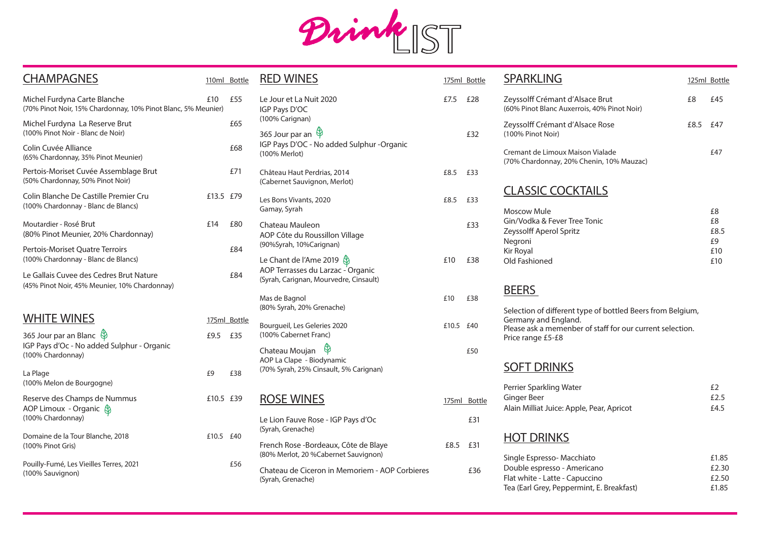# Drink LIST

## CHAMPAGNES

| | 110ml | Bottle |
|---|---|---|
| Michel Furdyna Carte Blanche<br>(70% Pinot Noir, 15% Chardonnay, 10% Pinot Blanc, 5% Meunier) | £10 | £55 |
| Michel Furdyna La Reserve Brut<br>(100% Pinot Noir - Blanc de Noir) | | £65 |
| Colin Cuvée Alliance<br>(65% Chardonnay, 35% Pinot Meunier) | | £68 |
| Pertois-Moriset Cuvée Assemblage Brut<br>(50% Chardonnay, 50% Pinot Noir) | | £71 |
| Colin Blanche De Castille Premier Cru<br>(100% Chardonnay - Blanc de Blancs) | £13.5 | £79 |
| Moutardier - Rosé Brut<br>(80% Pinot Meunier, 20% Chardonnay) | £14 | £80 |
| Pertois-Moriset Quatre Terroirs<br>(100% Chardonnay - Blanc de Blancs) | | £84 |
| Le Gallais Cuvee des Cedres Brut Nature<br>(45% Pinot Noir, 45% Meunier, 10% Chardonnay) | | £84 |

## WHITE WINES

| | 175ml | Bottle |
|---|---|---|
| 365 Jour par an Blanc<br>IGP Pays d'Oc - No added Sulphur - Organic<br>(100% Chardonnay) | £9.5 | £35 |
| La Plage<br>(100% Melon de Bourgogne) | £9 | £38 |
| Reserve des Champs de Nummus<br>AOP Limoux - Organic<br>(100% Chardonnay) | £10.5 | £39 |
| Domaine de la Tour Blanche, 2018<br>(100% Pinot Gris) | £10.5 | £40 |
| Pouilly-Fumé, Les Vieilles Terres, 2021<br>(100% Sauvignon) | | £56 |

## RED WINES

| | 175ml | Bottle |
|---|---|---|
| Le Jour et La Nuit 2020<br>IGP Pays D'OC<br>(100% Carignan) | £7.5 | £28 |
| 365 Jour par an<br>IGP Pays D'OC - No added Sulphur -Organic<br>(100% Merlot) | | £32 |
| Château Haut Perdrias, 2014<br>(Cabernet Sauvignon, Merlot) | £8.5 | £33 |
| Les Bons Vivants, 2020<br>Gamay, Syrah | £8.5 | £33 |
| Chateau Mauleon<br>AOP Côte du Roussillon Village<br>(90%Syrah, 10%Carignan) | | £33 |
| Le Chant de l'Ame 2019<br>AOP Terrasses du Larzac - Organic<br>(Syrah, Carignan, Mourvedre, Cinsault) | £10 | £38 |
| Mas de Bagnol<br>(80% Syrah, 20% Grenache) | £10 | £38 |
| Bourgueil, Les Geleries 2020<br>(100% Cabernet Franc) | £10.5 | £40 |
| Chateau Moujan<br>AOP La Clape - Biodynamic<br>(70% Syrah, 25% Cinsault, 5% Carignan) | | £50 |

## ROSE WINES

| | 175ml | Bottle |
|---|---|---|
| Le Lion Fauve Rose - IGP Pays d'Oc<br>(Syrah, Grenache) | | £31 |
| French Rose -Bordeaux, Côte de Blaye<br>(80% Merlot, 20 %Cabernet Sauvignon) | £8.5 | £31 |
| Chateau de Ciceron in Memoriem - AOP Corbieres<br>(Syrah, Grenache) | | £36 |

## SPARKLING

| | 125ml | Bottle |
|---|---|---|
| Zeyssolff Crémant d'Alsace Brut<br>(60% Pinot Blanc Auxerrois, 40% Pinot Noir) | £8 | £45 |
| Zeyssolff Crémant d'Alsace Rose<br>(100% Pinot Noir) | £8.5 | £47 |
| Cremant de Limoux Maison Vialade<br>(70% Chardonnay, 20% Chenin, 10% Mauzac) | | £47 |

## CLASSIC COCKTAILS

| | |
|---|---|
| Moscow Mule | £8 |
| Gin/Vodka & Fever Tree Tonic | £8 |
| Zeyssolff Aperol Spritz | £8.5 |
| Negroni | £9 |
| Kir Royal | £10 |
| Old Fashioned | £10 |

## BEERS

Selection of different type of bottled Beers from Belgium, Germany and England.
Please ask a memenber of staff for our current selection.
Price range £5-£8

## SOFT DRINKS

| | |
|---|---|
| Perrier Sparkling Water | £2 |
| Ginger Beer | £2.5 |
| Alain Milliat Juice: Apple, Pear, Apricot | £4.5 |

## HOT DRINKS

| | |
|---|---|
| Single Espresso- Macchiato | £1.85 |
| Double espresso - Americano | £2.30 |
| Flat white - Latte - Capuccino | £2.50 |
| Tea (Earl Grey, Peppermint, E. Breakfast) | £1.85 |